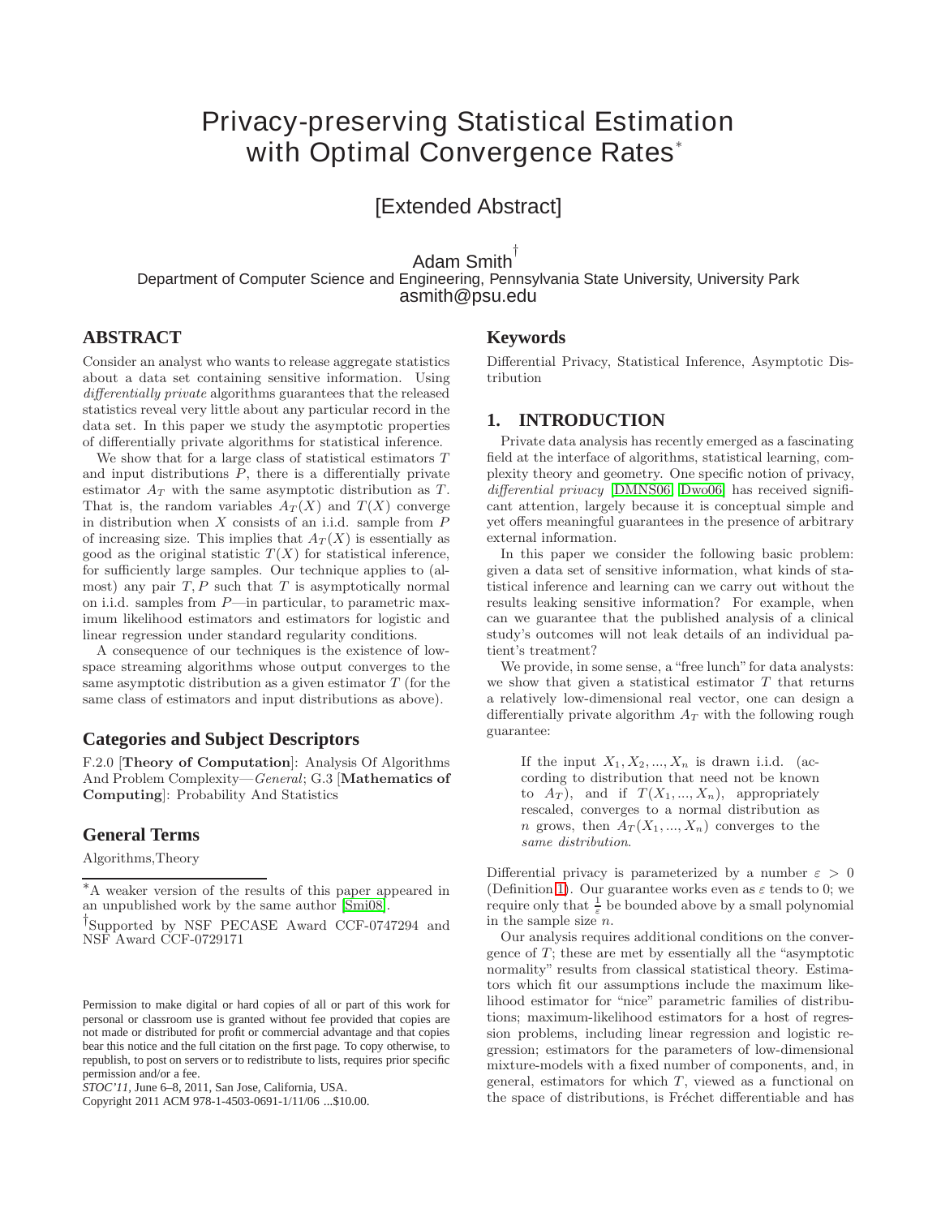# Privacy-preserving Statistical Estimation with Optimal Convergence Rates*

## [Extended Abstract]

Adam Smith[†]
Department of Computer Science and Engineering, Pennsylvania State University, University Park
asmith@psu.edu

## ABSTRACT

Consider an analyst who wants to release aggregate statistics about a data set containing sensitive information. Using *differentially private* algorithms guarantees that the released statistics reveal very little about any particular record in the data set. In this paper we study the asymptotic properties of differentially private algorithms for statistical inference.

We show that for a large class of statistical estimators $T$ and input distributions $P$, there is a differentially private estimator $A_T$ with the same asymptotic distribution as $T$. That is, the random variables $A_T(X)$ and $T(X)$ converge in distribution when $X$ consists of an i.i.d. sample from $P$ of increasing size. This implies that $A_T(X)$ is essentially as good as the original statistic $T(X)$ for statistical inference, for sufficiently large samples. Our technique applies to (almost) any pair $T, P$ such that $T$ is asymptotically normal on i.i.d. samples from $P$—in particular, to parametric maximum likelihood estimators and estimators for logistic and linear regression under standard regularity conditions.

A consequence of our techniques is the existence of low-space streaming algorithms whose output converges to the same asymptotic distribution as a given estimator $T$ (for the same class of estimators and input distributions as above).

## Categories and Subject Descriptors

F.2.0 [**Theory of Computation**]: Analysis Of Algorithms And Problem Complexity—*General*; G.3 [**Mathematics of Computing**]: Probability And Statistics

## General Terms

Algorithms,Theory

## Keywords

Differential Privacy, Statistical Inference, Asymptotic Distribution

## 1. INTRODUCTION

Private data analysis has recently emerged as a fascinating field at the interface of algorithms, statistical learning, complexity theory and geometry. One specific notion of privacy, *differential privacy* [DMNS06, Dwo06] has received significant attention, largely because it is conceptual simple and yet offers meaningful guarantees in the presence of arbitrary external information.

In this paper we consider the following basic problem: given a data set of sensitive information, what kinds of statistical inference and learning can we carry out without the results leaking sensitive information? For example, when can we guarantee that the published analysis of a clinical study's outcomes will not leak details of an individual patient's treatment?

We provide, in some sense, a "free lunch" for data analysts: we show that given a statistical estimator $T$ that returns a relatively low-dimensional real vector, one can design a differentially private algorithm $A_T$ with the following rough guarantee:

> If the input $X_1, X_2, ..., X_n$ is drawn i.i.d. (according to distribution that need not be known to $A_T$), and if $T(X_1, ..., X_n)$, appropriately rescaled, converges to a normal distribution as $n$ grows, then $A_T(X_1, ..., X_n)$ converges to the *same distribution*.

Differential privacy is parameterized by a number $\varepsilon > 0$ (Definition 1). Our guarantee works even as $\varepsilon$ tends to 0; we require only that $\frac{1}{\varepsilon}$ be bounded above by a small polynomial in the sample size $n$.

Our analysis requires additional conditions on the convergence of $T$; these are met by essentially all the "asymptotic normality" results from classical statistical theory. Estimators which fit our assumptions include the maximum likelihood estimator for "nice" parametric families of distributions; maximum-likelihood estimators for a host of regression problems, including linear regression and logistic regression; estimators for the parameters of low-dimensional mixture-models with a fixed number of components, and, in general, estimators for which $T$, viewed as a functional on the space of distributions, is Fréchet differentiable and has

---

*A weaker version of the results of this paper appeared in an unpublished work by the same author [Smi08].

†Supported by NSF PECASE Award CCF-0747294 and NSF Award CCF-0729171

Permission to make digital or hard copies of all or part of this work for personal or classroom use is granted without fee provided that copies are not made or distributed for profit or commercial advantage and that copies bear this notice and the full citation on the first page. To copy otherwise, to republish, to post on servers or to redistribute to lists, requires prior specific permission and/or a fee.
*STOC'11*, June 6–8, 2011, San Jose, California, USA.
Copyright 2011 ACM 978-1-4503-0691-1/11/06 ...$10.00.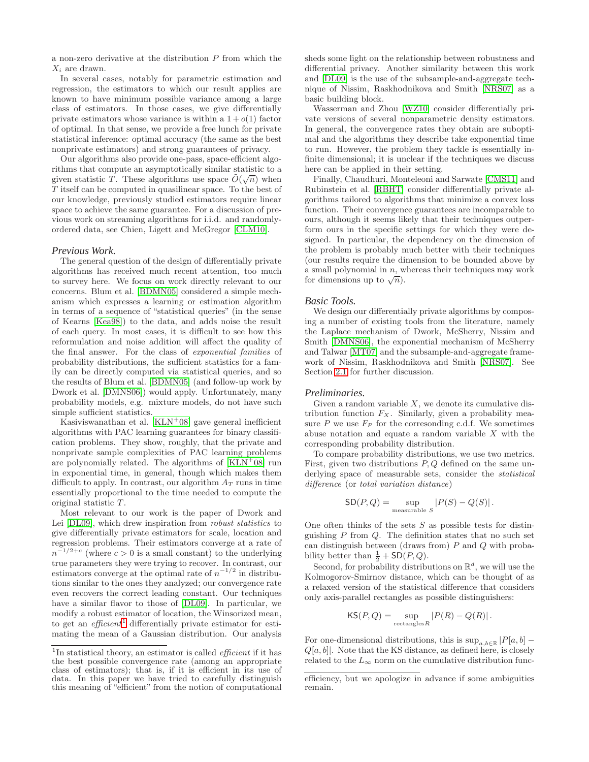a non-zero derivative at the distribution $P$ from which the $X_i$ are drawn.

In several cases, notably for parametric estimation and regression, the estimators to which our result applies are known to have minimum possible variance among a large class of estimators. In those cases, we give differentially private estimators whose variance is within a $1 + o(1)$ factor of optimal. In that sense, we provide a free lunch for private statistical inference: optimal accuracy (the same as the best nonprivate estimators) and strong guarantees of privacy.

Our algorithms also provide one-pass, space-efficient algorithms that compute an asymptotically similar statistic to a given statistic $T$. These algorithms use space $\tilde{O}(\sqrt{n})$ when $T$ itself can be computed in quasilinear space. To the best of our knowledge, previously studied estimators require linear space to achieve the same guarantee. For a discussion of previous work on streaming algorithms for i.i.d. and randomly-ordered data, see Chien, Ligett and McGregor [CLM10].

### *Previous Work.*

The general question of the design of differentially private algorithms has received much recent attention, too much to survey here. We focus on work directly relevant to our concerns. Blum et al. [BDMN05] considered a simple mechanism which expresses a learning or estimation algorithm in terms of a sequence of "statistical queries" (in the sense of Kearns [Kea98]) to the data, and adds noise the result of each query. In most cases, it is difficult to see how this reformulation and noise addition will affect the quality of the final answer. For the class of *exponential families* of probability distributions, the sufficient statistics for a family can be directly computed via statistical queries, and so the results of Blum et al. [BDMN05] (and follow-up work by Dwork et al. [DMNS06]) would apply. Unfortunately, many probability models, e.g. mixture models, do not have such simple sufficient statistics.

Kasiviswanathan et al. [KLN+08] gave general inefficient algorithms with PAC learning guarantees for binary classification problems. They show, roughly, that the private and nonprivate sample complexities of PAC learning problems are polynomially related. The algorithms of [KLN+08] run in exponential time, in general, though which makes them difficult to apply. In contrast, our algorithm $A_T$ runs in time essentially proportional to the time needed to compute the original statistic $T$.

Most relevant to our work is the paper of Dwork and Lei [DL09], which drew inspiration from *robust statistics* to give differentially private estimators for scale, location and regression problems. Their estimators converge at a rate of $n^{-1/2+c}$ (where $c > 0$ is a small constant) to the underlying true parameters they were trying to recover. In contrast, our estimators converge at the optimal rate of $n^{-1/2}$ in distributions similar to the ones they analyzed; our convergence rate even recovers the correct leading constant. Our techniques have a similar flavor to those of [DL09]. In particular, we modify a robust estimator of location, the Winsorized mean, to get an *efficient*[1] differentially private estimator for estimating the mean of a Gaussian distribution. Our analysis sheds some light on the relationship between robustness and differential privacy. Another similarity between this work and [DL09] is the use of the subsample-and-aggregate technique of Nissim, Raskhodnikova and Smith [NRS07] as a basic building block.

Wasserman and Zhou [WZ10] consider differentially private versions of several nonparametric density estimators. In general, the convergence rates they obtain are suboptimal and the algorithms they describe take exponential time to run. However, the problem they tackle is essentially infinite dimensional; it is unclear if the techniques we discuss here can be applied in their setting.

Finally, Chaudhuri, Monteleoni and Sarwate [CMS11] and Rubinstein et al. [RBHT] consider differentially private algorithms tailored to algorithms that minimize a convex loss function. Their convergence guarantees are incomparable to ours, although it seems likely that their techniques outperform ours in the specific settings for which they were designed. In particular, the dependency on the dimension of the problem is probably much better with their techniques (our results require the dimension to be bounded above by a small polynomial in $n$, whereas their techniques may work for dimensions up to $\sqrt{n}$).

### *Basic Tools.*

We design our differentially private algorithms by composing a number of existing tools from the literature, namely the Laplace mechanism of Dwork, McSherry, Nissim and Smith [DMNS06], the exponential mechanism of McSherry and Talwar [MT07] and the subsample-and-aggregate framework of Nissim, Raskhodnikova and Smith [NRS07]. See Section 2.1 for further discussion.

### *Preliminaries.*

Given a random variable $X$, we denote its cumulative distribution function $F_X$. Similarly, given a probability measure $P$ we use $F_P$ for the corresponding c.d.f. We sometimes abuse notation and equate a random variable $X$ with the corresponding probability distribution.

To compare probability distributions, we use two metrics. First, given two distributions $P, Q$ defined on the same underlying space of measurable sets, consider the *statistical difference* (or *total variation distance*)

$$\mathsf{SD}(P, Q) = \sup_{\text{measurable } S} |P(S) - Q(S)|.$$

One often thinks of the sets $S$ as possible tests for distinguishing $P$ from $Q$. The definition states that no such set can distinguish between (draws from) $P$ and $Q$ with probability better than $\frac{1}{2} + \mathsf{SD}(P, Q)$.

Second, for probability distributions on $\mathbb{R}^d$, we will use the Kolmogorov-Smirnov distance, which can be thought of as a relaxed version of the statistical difference that considers only axis-parallel rectangles as possible distinguishers:

$$\mathsf{KS}(P, Q) = \sup_{\text{rectangles} R} |P(R) - Q(R)|.$$

For one-dimensional distributions, this is $\sup_{a,b \in \mathbb{R}} |P[a, b] - Q[a, b]|$. Note that the KS distance, as defined here, is closely related to the $L_\infty$ norm on the cumulative distribution func-

---

[1] In statistical theory, an estimator is called *efficient* if it has the best possible convergence rate (among an appropriate class of estimators); that is, if it is efficient in its use of data. In this paper we have tried to carefully distinguish this meaning of "efficient" from the notion of computational efficiency, but we apologize in advance if some ambiguities remain.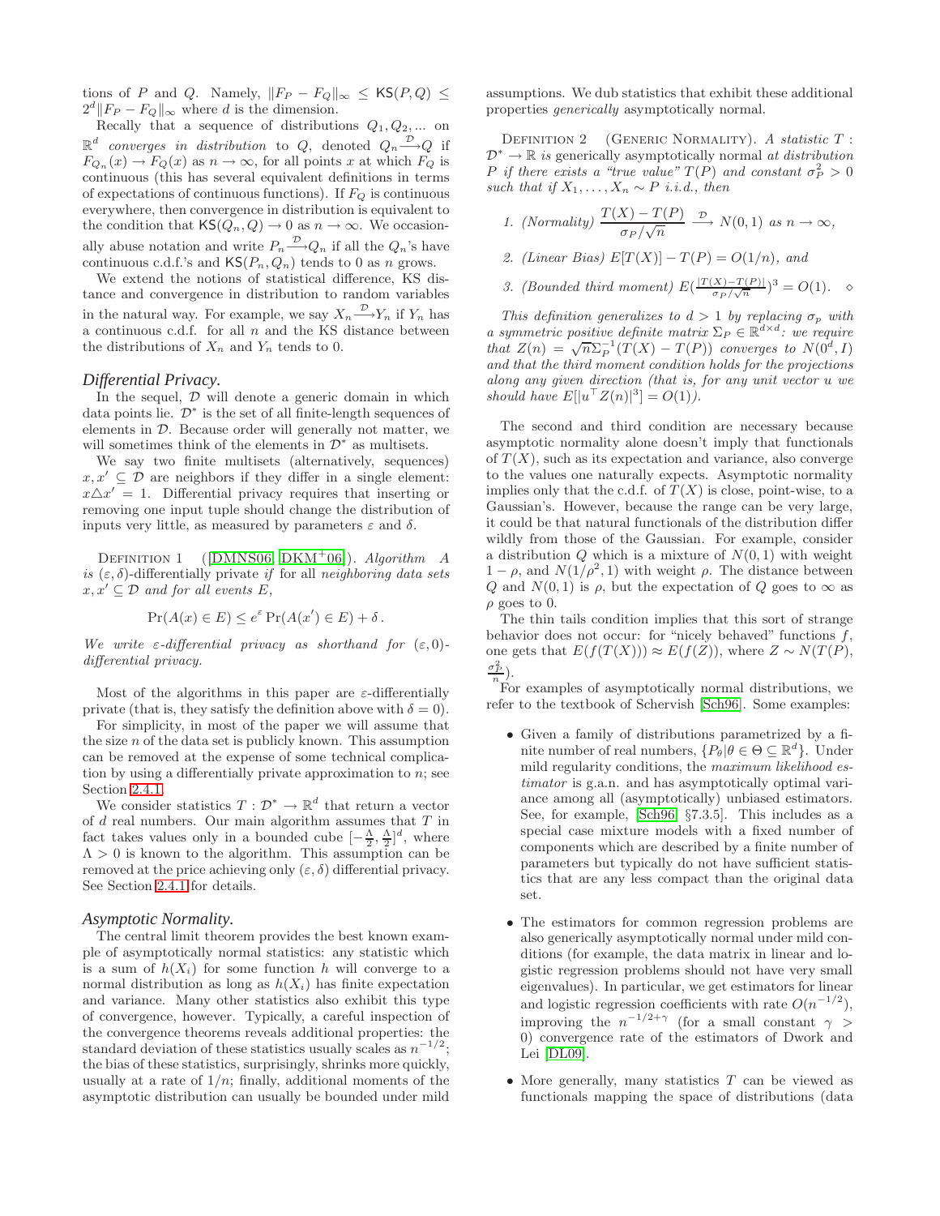tions of $P$ and $Q$. Namely, $\|F_P - F_Q\|_\infty \leq \mathsf{KS}(P,Q) \leq 2^d \|F_P - F_Q\|_\infty$ where $d$ is the dimension.

Recally that a sequence of distributions $Q_1, Q_2, ...$ on $\mathbb{R}^d$ *converges in distribution* to $Q$, denoted $Q_n \xrightarrow{\mathcal{D}} Q$ if $F_{Q_n}(x) \to F_Q(x)$ as $n \to \infty$, for all points $x$ at which $F_Q$ is continuous (this has several equivalent definitions in terms of expectations of continuous functions). If $F_Q$ is continuous everywhere, then convergence in distribution is equivalent to the condition that $\mathsf{KS}(Q_n, Q) \to 0$ as $n \to \infty$. We occasionally abuse notation and write $P_n \xrightarrow{\mathcal{D}} Q_n$ if all the $Q_n$'s have continuous c.d.f.'s and $\mathsf{KS}(P_n, Q_n)$ tends to 0 as $n$ grows.

We extend the notions of statistical difference, KS distance and convergence in distribution to random variables in the natural way. For example, we say $X_n \xrightarrow{\mathcal{D}} Y_n$ if $Y_n$ has a continuous c.d.f. for all $n$ and the KS distance between the distributions of $X_n$ and $Y_n$ tends to 0.

### Differential Privacy.

In the sequel, $\mathcal{D}$ will denote a generic domain in which data points lie. $\mathcal{D}^*$ is the set of all finite-length sequences of elements in $\mathcal{D}$. Because order will generally not matter, we will sometimes think of the elements in $\mathcal{D}^*$ as multisets.

We say two finite multisets (alternatively, sequences) $x, x' \subseteq \mathcal{D}$ are neighbors if they differ in a single element: $x \triangle x' = 1$. Differential privacy requires that inserting or removing one input tuple should change the distribution of inputs very little, as measured by parameters $\varepsilon$ and $\delta$.

Definition 1 ([DMNS06, DKM+06]). *Algorithm $A$ is $(\varepsilon, \delta)$-differentially private if for all neighboring data sets $x, x' \subseteq \mathcal{D}$ and for all events $E$,*

$$\Pr(A(x) \in E) \leq e^{\varepsilon} \Pr(A(x') \in E) + \delta\,.$$

*We write $\varepsilon$-differential privacy as shorthand for $(\varepsilon, 0)$-differential privacy.*

Most of the algorithms in this paper are $\varepsilon$-differentially private (that is, they satisfy the definition above with $\delta = 0$).

For simplicity, in most of the paper we will assume that the size $n$ of the data set is publicly known. This assumption can be removed at the expense of some technical complication by using a differentially private approximation to $n$; see Section 2.4.1.

We consider statistics $T : \mathcal{D}^* \to \mathbb{R}^d$ that return a vector of $d$ real numbers. Our main algorithm assumes that $T$ in fact takes values only in a bounded cube $[-\frac{\Lambda}{2}, \frac{\Lambda}{2}]^d$, where $\Lambda > 0$ is known to the algorithm. This assumption can be removed at the price achieving only $(\varepsilon, \delta)$ differential privacy. See Section 2.4.1 for details.

### Asymptotic Normality.

The central limit theorem provides the best known example of asymptotically normal statistics: any statistic which is a sum of $h(X_i)$ for some function $h$ will converge to a normal distribution as long as $h(X_i)$ has finite expectation and variance. Many other statistics also exhibit this type of convergence, however. Typically, a careful inspection of the convergence theorems reveals additional properties: the standard deviation of these statistics usually scales as $n^{-1/2}$; the bias of these statistics, surprisingly, shrinks more quickly, usually at a rate of $1/n$; finally, additional moments of the asymptotic distribution can usually be bounded under mild assumptions. We dub statistics that exhibit these additional properties *generically* asymptotically normal.

Definition 2 (Generic Normality). *A statistic $T : \mathcal{D}^* \to \mathbb{R}$ is* generically asymptotically normal *at distribution $P$ if there exists a "true value" $T(P)$ and constant $\sigma_P^2 > 0$ such that if $X_1, \ldots, X_n \sim P$ i.i.d., then*

1. *(Normality)* $\dfrac{T(X) - T(P)}{\sigma_P / \sqrt{n}} \xrightarrow{\mathcal{D}} N(0,1)$ *as $n \to \infty$,*
2. *(Linear Bias)* $E[T(X)] - T(P) = O(1/n)$, *and*
3. *(Bounded third moment)* $E(\frac{|T(X) - T(P)|}{\sigma_P/\sqrt{n}})^3 = O(1)$. ⋄

*This definition generalizes to $d > 1$ by replacing $\sigma_p$ with a symmetric positive definite matrix $\Sigma_P \in \mathbb{R}^{d \times d}$: we require that $Z(n) = \sqrt{n}\Sigma_P^{-1}(T(X) - T(P))$ converges to $N(0^d, I)$ and that the third moment condition holds for the projections along any given direction (that is, for any unit vector $u$ we should have $E[|u^\top Z(n)|^3] = O(1)$).*

The second and third condition are necessary because asymptotic normality alone doesn't imply that functionals of $T(X)$, such as its expectation and variance, also converge to the values one naturally expects. Asymptotic normality implies only that the c.d.f. of $T(X)$ is close, point-wise, to a Gaussian's. However, because the range can be very large, it could be that natural functionals of the distribution differ wildly from those of the Gaussian. For example, consider a distribution $Q$ which is a mixture of $N(0,1)$ with weight $1 - \rho$, and $N(1/\rho^2, 1)$ with weight $\rho$. The distance between $Q$ and $N(0,1)$ is $\rho$, but the expectation of $Q$ goes to $\infty$ as $\rho$ goes to 0.

The thin tails condition implies that this sort of strange behavior does not occur: for "nicely behaved" functions $f$, one gets that $E(f(T(X))) \approx E(f(Z))$, where $Z \sim N(T(P), \frac{\sigma_P^2}{n})$.

For examples of asymptotically normal distributions, we refer to the textbook of Schervish [Sch96]. Some examples:

- Given a family of distributions parametrized by a finite number of real numbers, $\{P_\theta | \theta \in \Theta \subseteq \mathbb{R}^d\}$. Under mild regularity conditions, the *maximum likelihood estimator* is g.a.n. and has asymptotically optimal variance among all (asymptotically) unbiased estimators. See, for example, [Sch96, §7.3.5]. This includes as a special case mixture models with a fixed number of components which are described by a finite number of parameters but typically do not have sufficient statistics that are any less compact than the original data set.

- The estimators for common regression problems are also generically asymptotically normal under mild conditions (for example, the data matrix in linear and logistic regression problems should not have very small eigenvalues). In particular, we get estimators for linear and logistic regression coefficients with rate $O(n^{-1/2})$, improving the $n^{-1/2+\gamma}$ (for a small constant $\gamma > 0$) convergence rate of the estimators of Dwork and Lei [DL09].

- More generally, many statistics $T$ can be viewed as functionals mapping the space of distributions (data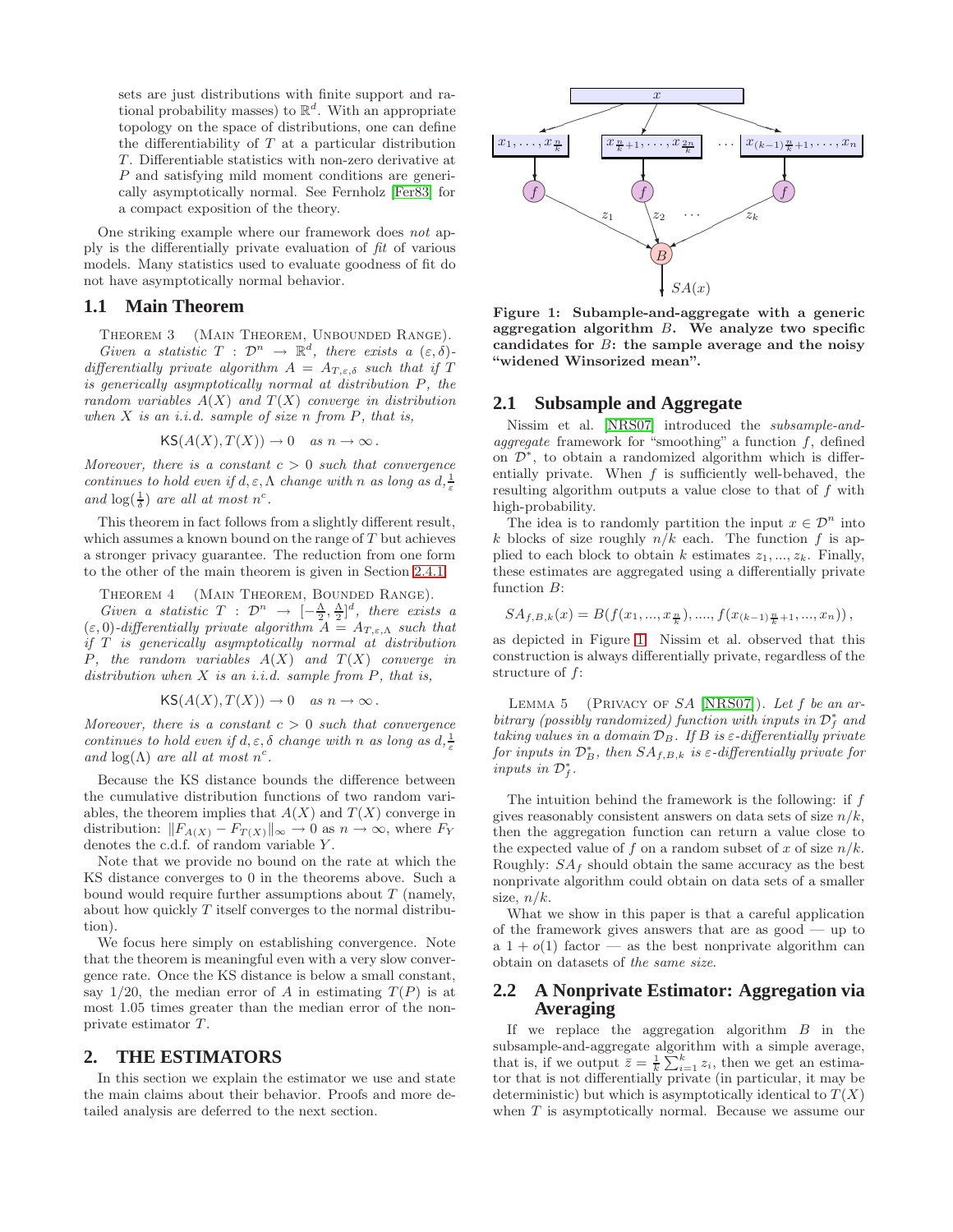sets are just distributions with finite support and rational probability masses) to $\mathbb{R}^d$. With an appropriate topology on the space of distributions, one can define the differentiability of $T$ at a particular distribution $T$. Differentiable statistics with non-zero derivative at $P$ and satisfying mild moment conditions are generically asymptotically normal. See Fernholz [Fer83] for a compact exposition of the theory.

One striking example where our framework does *not* apply is the differentially private evaluation of *fit* of various models. Many statistics used to evaluate goodness of fit do not have asymptotically normal behavior.

### 1.1 Main Theorem

Theorem 3 (Main Theorem, Unbounded Range). *Given a statistic $T : \mathcal{D}^n \to \mathbb{R}^d$, there exists a $(\varepsilon, \delta)$-differentially private algorithm $A = A_{T,\varepsilon,\delta}$ such that if $T$ is generically asymptotically normal at distribution $P$, the random variables $A(X)$ and $T(X)$ converge in distribution when $X$ is an i.i.d. sample of size $n$ from $P$, that is,*

$$\mathsf{KS}(A(X), T(X)) \to 0 \quad \text{as } n \to \infty .$$

*Moreover, there is a constant $c > 0$ such that convergence continues to hold even if $d, \varepsilon, \Lambda$ change with $n$ as long as $d, \frac{1}{\varepsilon}$ and $\log(\frac{1}{\delta})$ are all at most $n^c$.*

This theorem in fact follows from a slightly different result, which assumes a known bound on the range of $T$ but achieves a stronger privacy guarantee. The reduction from one form to the other of the main theorem is given in Section 2.4.1.

Theorem 4 (Main Theorem, Bounded Range). *Given a statistic $T : \mathcal{D}^n \to [-\frac{\Lambda}{2}, \frac{\Lambda}{2}]^d$, there exists a $(\varepsilon, 0)$-differentially private algorithm $A = A_{T,\varepsilon,\Lambda}$ such that if $T$ is generically asymptotically normal at distribution $P$, the random variables $A(X)$ and $T(X)$ converge in distribution when $X$ is an i.i.d. sample from $P$, that is,*

$$\mathsf{KS}(A(X), T(X)) \to 0 \quad \text{as } n \to \infty .$$

*Moreover, there is a constant $c > 0$ such that convergence continues to hold even if $d, \varepsilon, \delta$ change with $n$ as long as $d, \frac{1}{\varepsilon}$ and $\log(\Lambda)$ are all at most $n^c$.*

Because the KS distance bounds the difference between the cumulative distribution functions of two random variables, the theorem implies that $A(X)$ and $T(X)$ converge in distribution: $\|F_{A(X)} - F_{T(X)}\|_\infty \to 0$ as $n \to \infty$, where $F_Y$ denotes the c.d.f. of random variable $Y$.

Note that we provide no bound on the rate at which the KS distance converges to 0 in the theorems above. Such a bound would require further assumptions about $T$ (namely, about how quickly $T$ itself converges to the normal distribution).

We focus here simply on establishing convergence. Note that the theorem is meaningful even with a very slow convergence rate. Once the KS distance is below a small constant, say 1/20, the median error of $A$ in estimating $T(P)$ is at most 1.05 times greater than the median error of the nonprivate estimator $T$.

## 2. THE ESTIMATORS

In this section we explain the estimator we use and state the main claims about their behavior. Proofs and more detailed analysis are deferred to the next section.

**Figure 1: Subsample-and-aggregate with a generic aggregation algorithm $B$. We analyze two specific candidates for $B$: the sample average and the noisy "widened Winsorized mean".**

### 2.1 Subsample and Aggregate

Nissim et al. [NRS07] introduced the *subsample-and-aggregate* framework for "smoothing" a function $f$, defined on $\mathcal{D}^*$, to obtain a randomized algorithm which is differentially private. When $f$ is sufficiently well-behaved, the resulting algorithm outputs a value close to that of $f$ with high-probability.

The idea is to randomly partition the input $x \in \mathcal{D}^n$ into $k$ blocks of size roughly $n/k$ each. The function $f$ is applied to each block to obtain $k$ estimates $z_1, ..., z_k$. Finally, these estimates are aggregated using a differentially private function $B$:

$$SA_{f,B,k}(x) = B(f(x_1, ..., x_{\frac{n}{k}}), ...., f(x_{(k-1)\frac{n}{k}+1}, ..., x_n)) ,$$

as depicted in Figure 1. Nissim et al. observed that this construction is always differentially private, regardless of the structure of $f$:

Lemma 5 (Privacy of $SA$ [NRS07]). *Let $f$ be an arbitrary (possibly randomized) function with inputs in $\mathcal{D}_f^*$ and taking values in a domain $\mathcal{D}_B$. If $B$ is $\varepsilon$-differentially private for inputs in $\mathcal{D}_B^*$, then $SA_{f,B,k}$ is $\varepsilon$-differentially private for inputs in $\mathcal{D}_f^*$.*

The intuition behind the framework is the following: if $f$ gives reasonably consistent answers on data sets of size $n/k$, then the aggregation function can return a value close to the expected value of $f$ on a random subset of $x$ of size $n/k$. Roughly: $SA_f$ should obtain the same accuracy as the best nonprivate algorithm could obtain on data sets of a smaller size, $n/k$.

What we show in this paper is that a careful application of the framework gives answers that are as good — up to a $1 + o(1)$ factor — as the best nonprivate algorithm can obtain on datasets of *the same size*.

### 2.2 A Nonprivate Estimator: Aggregation via Averaging

If we replace the aggregation algorithm $B$ in the subsample-and-aggregate algorithm with a simple average, that is, if we output $\bar{z} = \frac{1}{k}\sum_{i=1}^{k} z_i$, then we get an estimator that is not differentially private (in particular, it may be deterministic) but which is asymptotically identical to $T(X)$ when $T$ is asymptotically normal. Because we assume our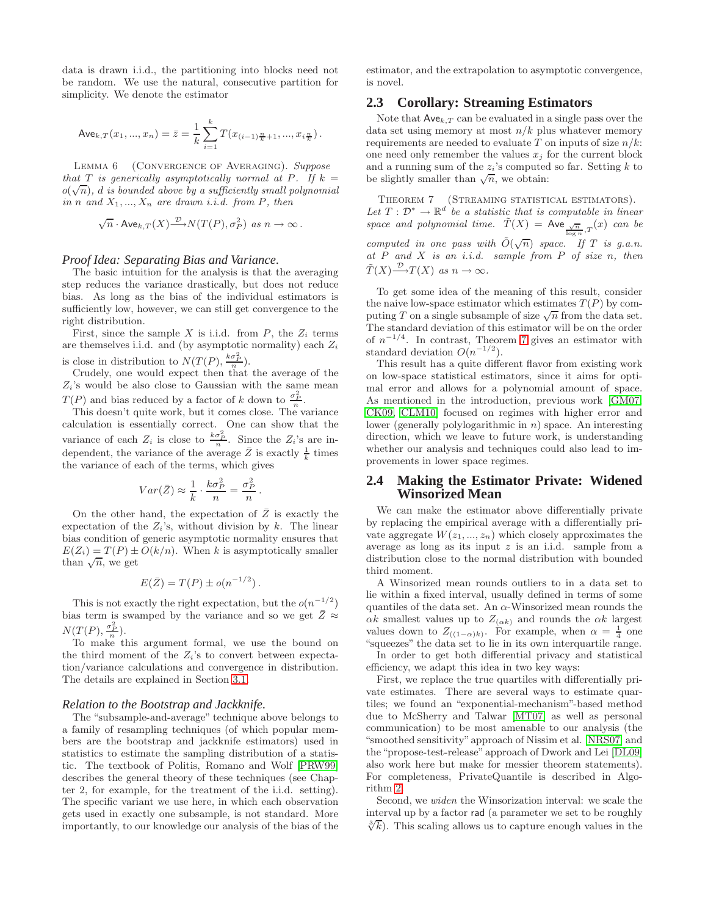data is drawn i.i.d., the partitioning into blocks need not be random. We use the natural, consecutive partition for simplicity. We denote the estimator

$$\mathsf{Ave}_{k,T}(x_1, ..., x_n) = \bar{z} = \frac{1}{k}\sum_{i=1}^{k} T(x_{(i-1)\frac{n}{k}+1}, ..., x_{i\frac{n}{k}}).$$

Lemma 6 (Convergence of Averaging). *Suppose that $T$ is generically asymptotically normal at $P$. If $k = o(\sqrt{n})$, $d$ is bounded above by a sufficiently small polynomial in $n$ and $X_1, ..., X_n$ are drawn i.i.d. from $P$, then*

$$\sqrt{n} \cdot \mathsf{Ave}_{k,T}(X) \xrightarrow{\mathcal{D}} N(T(P), \sigma_P^2) \text{ as } n \to \infty.$$

### *Proof Idea: Separating Bias and Variance.*

The basic intuition for the analysis is that the averaging step reduces the variance drastically, but does not reduce bias. As long as the bias of the individual estimators is sufficiently low, however, we can still get convergence to the right distribution.

First, since the sample $X$ is i.i.d. from $P$, the $Z_i$ terms are themselves i.i.d. and (by asymptotic normality) each $Z_i$ is close in distribution to $N(T(P), \frac{k\sigma_P^2}{n})$.

Crudely, one would expect then that the average of the $Z_i$'s would be also close to Gaussian with the same mean $T(P)$ and bias reduced by a factor of $k$ down to $\frac{\sigma_P^2}{n}$.

This doesn't quite work, but it comes close. The variance calculation is essentially correct. One can show that the variance of each $Z_i$ is close to $\frac{k\sigma_P^2}{n}$. Since the $Z_i$'s are independent, the variance of the average $\bar{Z}$ is exactly $\frac{1}{k}$ times the variance of each of the terms, which gives

$$Var(\bar{Z}) \approx \frac{1}{k} \cdot \frac{k\sigma_P^2}{n} = \frac{\sigma_P^2}{n}.$$

On the other hand, the expectation of $\bar{Z}$ is exactly the expectation of the $Z_i$'s, without division by $k$. The linear bias condition of generic asymptotic normality ensures that $E(Z_i) = T(P) \pm O(k/n)$. When $k$ is asymptotically smaller than $\sqrt{n}$, we get

$$E(\bar{Z}) = T(P) \pm o(n^{-1/2}).$$

This is not exactly the right expectation, but the $o(n^{-1/2})$ bias term is swamped by the variance and so we get $\bar{Z} \approx N(T(P), \frac{\sigma_P^2}{n})$.

To make this argument formal, we use the bound on the third moment of the $Z_i$'s to convert between expectation/variance calculations and convergence in distribution. The details are explained in Section 3.1.

### *Relation to the Bootstrap and Jackknife.*

The "subsample-and-average" technique above belongs to a family of resampling techniques (of which popular members are the bootstrap and jackknife estimators) used in statistics to estimate the sampling distribution of a statistic. The textbook of Politis, Romano and Wolf [PRW99] describes the general theory of these techniques (see Chapter 2, for example, for the treatment of the i.i.d. setting). The specific variant we use here, in which each observation gets used in exactly one subsample, is not standard. More importantly, to our knowledge our analysis of the bias of the estimator, and the extrapolation to asymptotic convergence, is novel.

## 2.3 Corollary: Streaming Estimators

Note that $\mathsf{Ave}_{k,T}$ can be evaluated in a single pass over the data set using memory at most $n/k$ plus whatever memory requirements are needed to evaluate $T$ on inputs of size $n/k$: one need only remember the values $x_j$ for the current block and a running sum of the $z_i$'s computed so far. Setting $k$ to be slightly smaller than $\sqrt{n}$, we obtain:

Theorem 7 (Streaming statistical estimators). *Let $T : \mathcal{D}^* \to \mathbb{R}^d$ be a statistic that is computable in linear space and polynomial time. $\tilde{T}(X) = \mathsf{Ave}_{\frac{\sqrt{n}}{\log n},T}(x)$ can be computed in one pass with $\tilde{O}(\sqrt{n})$ space. If $T$ is g.a.n. at $P$ and $X$ is an i.i.d. sample from $P$ of size $n$, then $\tilde{T}(X) \xrightarrow{\mathcal{D}} T(X)$ as $n \to \infty$.*

To get some idea of the meaning of this result, consider the naive low-space estimator which estimates $T(P)$ by computing $T$ on a single subsample of size $\sqrt{n}$ from the data set. The standard deviation of this estimator will be on the order of $n^{-1/4}$. In contrast, Theorem 7 gives an estimator with standard deviation $O(n^{-1/2})$.

This result has a quite different flavor from existing work on low-space statistical estimators, since it aims for optimal error and allows for a polynomial amount of space. As mentioned in the introduction, previous work [GM07, CK09, CLM10] focused on regimes with higher error and lower (generally polylogarithmic in $n$) space. An interesting direction, which we leave to future work, is understanding whether our analysis and techniques could also lead to improvements in lower space regimes.

## 2.4 Making the Estimator Private: Widened Winsorized Mean

We can make the estimator above differentially private by replacing the empirical average with a differentially private aggregate $W(z_1, ..., z_n)$ which closely approximates the average as long as its input $z$ is an i.i.d. sample from a distribution close to the normal distribution with bounded third moment.

A Winsorized mean rounds outliers to in a data set to lie within a fixed interval, usually defined in terms of some quantiles of the data set. An $\alpha$-Winsorized mean rounds the $\alpha k$ smallest values up to $Z_{(\alpha k)}$ and rounds the $\alpha k$ largest values down to $Z_{((1-\alpha)k)}$. For example, when $\alpha = \frac{1}{4}$ one "squeezes" the data set to lie in its own interquartile range.

In order to get both differential privacy and statistical efficiency, we adapt this idea in two key ways:

First, we replace the true quartiles with differentially private estimates. There are several ways to estimate quartiles; we found an "exponential-mechanism"-based method due to McSherry and Talwar [MT07] as well as personal communication) to be most amenable to our analysis (the "smoothed sensitivity" approach of Nissim et al. [NRS07] and the "propose-test-release" approach of Dwork and Lei [DL09] also work here but make for messier theorem statements). For completeness, PrivateQuantile is described in Algorithm 2.

Second, we *widen* the Winsorization interval: we scale the interval up by a factor $\mathsf{rad}$ (a parameter we set to be roughly $\sqrt[3]{k}$). This scaling allows us to capture enough values in the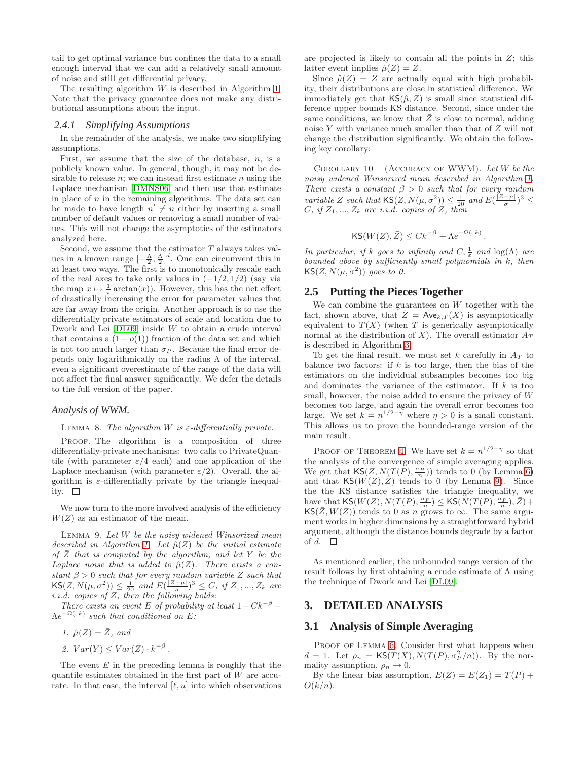tail to get optimal variance but confines the data to a small enough interval that we can add a relatively small amount of noise and still get differential privacy.

The resulting algorithm $W$ is described in Algorithm 1. Note that the privacy guarantee does not make any distributional assumptions about the input.

### 2.4.1 Simplifying Assumptions

In the remainder of the analysis, we make two simplifying assumptions.

First, we assume that the size of the database, $n$, is a publicly known value. In general, though, it may not be desirable to release $n$; we can instead first estimate $n$ using the Laplace mechanism [DMNS06] and then use that estimate in place of $n$ in the remaining algorithms. The data set can be made to have length $n' \neq n$ either by inserting a small number of default values or removing a small number of values. This will not change the asymptotics of the estimators analyzed here.

Second, we assume that the estimator $T$ always takes values in a known range $[-\frac{\Lambda}{2}, \frac{\Lambda}{2}]^d$. One can circumvent this in at least two ways. The first is to monotonically rescale each of the real axes to take only values in $(-1/2, 1/2)$ (say via the map $x \mapsto \frac{1}{\pi}\arctan(x)$). However, this has the net effect of drastically increasing the error for parameter values that are far away from the origin. Another approach is to use the differentially private estimators of scale and location due to Dwork and Lei [DL09] inside $W$ to obtain a crude interval that contains a $(1 - o(1))$ fraction of the data set and which is not too much larger than $\sigma_P$. Because the final error depends only logarithmically on the radius $\Lambda$ of the interval, even a significant overestimate of the range of the data will not affect the final answer significantly. We defer the details to the full version of the paper.

### Analysis of WWM.

Lemma 8. *The algorithm $W$ is $\varepsilon$-differentially private.*

Proof. The algorithm is a composition of three differentially-private mechanisms: two calls to PrivateQuantile (with parameter $\varepsilon/4$ each) and one application of the Laplace mechanism (with parameter $\varepsilon/2$). Overall, the algorithm is $\varepsilon$-differentially private by the triangle inequality. ☐

We now turn to the more involved analysis of the efficiency $W(Z)$ as an estimator of the mean.

Lemma 9. *Let $W$ be the noisy widened Winsorized mean described in Algorithm 1. Let $\hat{\mu}(Z)$ be the initial estimate of $\bar{Z}$ that is computed by the algorithm, and let $Y$ be the Laplace noise that is added to $\hat{\mu}(Z)$. There exists a constant $\beta > 0$ such that for every random variable $Z$ such that $\mathsf{KS}(Z, N(\mu, \sigma^2)) \leq \frac{1}{20}$ and $E(\frac{|Z-\mu|}{\sigma})^3 \leq C$, if $Z_1, ..., Z_k$ are i.i.d. copies of $Z$, then the following holds:*

*There exists an event $E$ of probability at least $1 - Ck^{-\beta} - \Lambda e^{-\Omega(\varepsilon k)}$ such that conditioned on $E$:*

1. *$\hat{\mu}(Z) = \bar{Z}$, and*
2. *$Var(Y) \leq Var(\bar{Z}) \cdot k^{-\beta}$.*

The event $E$ in the preceding lemma is roughly that the quantile estimates obtained in the first part of $W$ are accurate. In that case, the interval $[\ell, u]$ into which observations are projected is likely to contain all the points in $Z$; this latter event implies $\hat{\mu}(Z) = \bar{Z}$.

Since $\hat{\mu}(Z) = \bar{Z}$ are actually equal with high probability, their distributions are close in statistical difference. We immediately get that $\mathsf{KS}(\hat{\mu}, \bar{Z})$ is small since statistical difference upper bounds KS distance. Second, since under the same conditions, we know that $\bar{Z}$ is close to normal, adding noise $Y$ with variance much smaller than that of $Z$ will not change the distribution significantly. We obtain the following key corollary:

Corollary 10 (Accuracy of WWM). *Let $W$ be the noisy widened Winsorized mean described in Algorithm 1. There exists a constant $\beta > 0$ such that for every random variable $Z$ such that $\mathsf{KS}(Z, N(\mu, \sigma^2)) \leq \frac{1}{20}$ and $E(\frac{|Z-\mu|}{\sigma})^3 \leq C$, if $Z_1, ..., Z_k$ are i.i.d. copies of $Z$, then*

$$\mathsf{KS}(W(Z), \bar{Z}) \leq Ck^{-\beta} + \Lambda e^{-\Omega(\varepsilon k)}.$$

*In particular, if $k$ goes to infinity and $C, \frac{1}{\varepsilon}$ and $\log(\Lambda)$ are bounded above by sufficiently small polynomials in $k$, then $\mathsf{KS}(Z, N(\mu, \sigma^2))$ goes to 0.*

## 2.5 Putting the Pieces Together

We can combine the guarantees on $W$ together with the fact, shown above, that $\bar{Z} = \mathsf{Ave}_{k,T}(X)$ is asymptotically equivalent to $T(X)$ (when $T$ is generically asymptotically normal at the distribution of $X$). The overall estimator $A_T$ is described in Algorithm 3.

To get the final result, we must set $k$ carefully in $A_T$ to balance two factors: if $k$ is too large, then the bias of the estimators on the individual subsamples becomes too big and dominates the variance of the estimator. If $k$ is too small, however, the noise added to ensure the privacy of $W$ becomes too large, and again the overall error becomes too large. We set $k = n^{1/2-\eta}$ where $\eta > 0$ is a small constant. This allows us to prove the bounded-range version of the main result.

Proof of Theorem 4. We have set $k = n^{1/2-\eta}$ so that the analysis of the convergence of simple averaging applies. We get that $\mathsf{KS}(\bar{Z}, N(T(P), \frac{\sigma_P}{n}))$ tends to 0 (by Lemma 6) and that $\mathsf{KS}(W(Z), \bar{Z})$ tends to 0 (by Lemma 9). Since the the KS distance satisfies the triangle inequality, we have that $\mathsf{KS}(W(Z), N(T(P), \frac{\sigma_P}{n}) \leq \mathsf{KS}(N(T(P), \frac{\sigma_P}{n}), \bar{Z}) + \mathsf{KS}(\bar{Z}, W(Z))$ tends to 0 as $n$ grows to $\infty$. The same argument works in higher dimensions by a straightforward hybrid argument, although the distance bounds degrade by a factor of $d$. ☐

As mentioned earlier, the unbounded range version of the result follows by first obtaining a crude estimate of $\Lambda$ using the technique of Dwork and Lei [DL09].

# 3. DETAILED ANALYSIS

## 3.1 Analysis of Simple Averaging

Proof of Lemma 6. Consider first what happens when $d = 1$. Let $\rho_n = \mathsf{KS}(T(X), N(T(P), \sigma_P^2/n))$. By the normality assumption, $\rho_n \to 0$.

By the linear bias assumption, $E(\bar{Z}) = E(Z_1) = T(P) + O(k/n)$.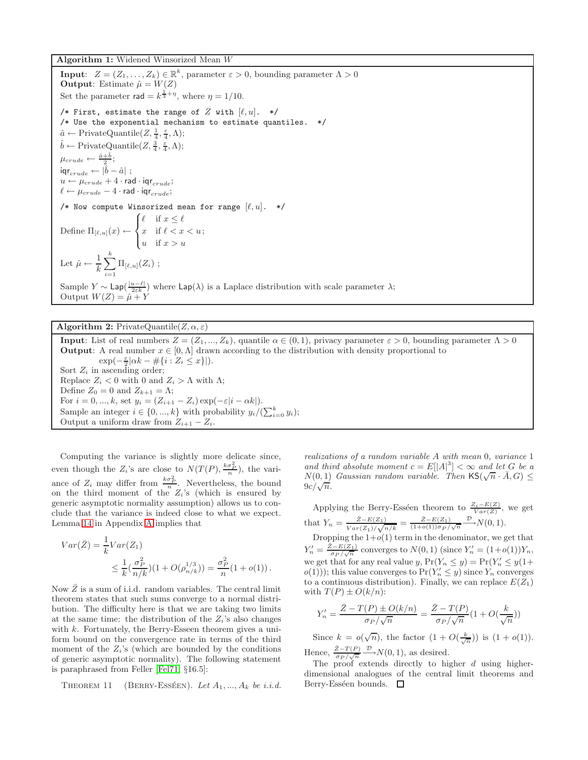**Algorithm 1:** Widened Winsorized Mean $W$

**Input**: $Z = (Z_1, \dots, Z_k) \in \mathbb{R}^k$, parameter $\varepsilon > 0$, bounding parameter $\Lambda > 0$
**Output**: Estimate $\hat{\mu} = W(Z)$
Set the parameter $\mathsf{rad} = k^{\frac{1}{3}+\eta}$, where $\eta = 1/10$.

```
/* First, estimate the range of Z with [ℓ, u].  */
/* Use the exponential mechanism to estimate quantiles.  */
```

$\hat{a} \leftarrow \mathrm{PrivateQuantile}(Z, \frac{1}{4}, \frac{\varepsilon}{4}, \Lambda)$;
$\hat{b} \leftarrow \mathrm{PrivateQuantile}(Z, \frac{3}{4}, \frac{\varepsilon}{4}, \Lambda)$;
$\mu_{crude} \leftarrow \frac{\hat{a}+\hat{b}}{2}$;
$\mathsf{iqr}_{crude} \leftarrow |\hat{b} - \hat{a}|$ ;
$u \leftarrow \mu_{crude} + 4 \cdot \mathsf{rad} \cdot \mathsf{iqr}_{crude}$;
$\ell \leftarrow \mu_{crude} - 4 \cdot \mathsf{rad} \cdot \mathsf{iqr}_{crude}$;

```
/* Now compute Winsorized mean for range [ℓ, u].  */
```

Define $\Pi_{[\ell,u]}(x) \leftarrow \begin{cases} \ell & \text{if } x \le \ell \\ x & \text{if } \ell < x < u \\ u & \text{if } x > u \end{cases}$;

Let $\hat{\mu} \leftarrow \frac{1}{k} \sum_{i=1}^{k} \Pi_{[\ell,u]}(Z_i)$ ;

Sample $Y \sim \mathsf{Lap}(\frac{|u-\ell|}{2\varepsilon k})$ where $\mathsf{Lap}(\lambda)$ is a Laplace distribution with scale parameter $\lambda$;
Output $W(Z) = \hat{\mu} + Y$

**Algorithm 2:** PrivateQuantile$(Z, \alpha, \varepsilon)$

**Input**: List of real numbers $Z = (Z_1, ..., Z_k)$, quantile $\alpha \in (0, 1)$, privacy parameter $\varepsilon > 0$, bounding parameter $\Lambda > 0$
**Output**: A real number $x \in [0, \Lambda]$ drawn according to the distribution with density proportional to $\exp(-\frac{\varepsilon}{2}|\alpha k - \#\{i : Z_i \le x\}|)$.
Sort $Z_i$ in ascending order;
Replace $Z_i < 0$ with 0 and $Z_i > \Lambda$ with $\Lambda$;
Define $Z_0 = 0$ and $Z_{k+1} = \Lambda$;
For $i = 0, ..., k$, set $y_i = (Z_{i+1} - Z_i) \exp(-\varepsilon|i - \alpha k|)$.
Sample an integer $i \in \{0, ..., k\}$ with probability $y_i / (\sum_{i=0}^{k} y_i)$;
Output a uniform draw from $Z_{i+1} - Z_i$.

Computing the variance is slightly more delicate since, even though the $Z_i$'s are close to $N(T(P), \frac{k\sigma_P^2}{n})$, the variance of $Z_i$ may differ from $\frac{k\sigma_P^2}{n}$. Nevertheless, the bound on the third moment of the $Z_i$'s (which is ensured by generic asymptotic normality assumption) allows us to conclude that the variance is indeed close to what we expect. Lemma 14 in Appendix A implies that

$$
\begin{aligned}
Var(\bar{Z}) &= \frac{1}{k} Var(Z_1) \\
&\le \frac{1}{k}(\frac{\sigma_P^2}{n/k})(1 + O(\rho_{n/k}^{1/3})) = \frac{\sigma_P^2}{n}(1 + o(1)).
\end{aligned}
$$

Now $\bar{Z}$ is a sum of i.i.d. random variables. The central limit theorem states that such sums converge to a normal distribution. The difficulty here is that we are taking two limits at the same time: the distribution of the $Z_i$'s also changes with $k$. Fortunately, the Berry-Esseen theorem gives a uniform bound on the convergence rate in terms of the third moment of the $Z_i$'s (which are bounded by the conditions of generic asymptotic normality). The following statement is paraphrased from Feller [Fel71, §16.5]:

Theorem 11 (Berry-Esséen). *Let $A_1, ..., A_k$ be i.i.d. realizations of a random variable $A$ with mean 0, variance 1 and third absolute moment $c = E[|A|^3] < \infty$ and let $G$ be a $N(0, 1)$ Gaussian random variable. Then $\mathsf{KS}(\sqrt{n} \cdot \bar{A}, G) \le 9c/\sqrt{n}$.*

Applying the Berry-Esséen theorem to $\frac{Z_i - E(Z)}{Var(Z)}$, we get that $Y_n = \frac{\bar{Z} - E(Z_1)}{Var(Z_1)/\sqrt{n/k}} = \frac{\bar{Z} - E(Z_1)}{(1+o(1))\sigma_P/\sqrt{n}} \xrightarrow{\mathcal{D}} N(0, 1)$.

Dropping the $1+o(1)$ term in the denominator, we get that $Y_n' = \frac{\bar{Z} - E(Z_1)}{\sigma_P/\sqrt{n}}$ converges to $N(0, 1)$ (since $Y_n' = (1+o(1))Y_n$, we get that for any real value $y$, $\Pr(Y_n \le y) = \Pr(Y_n' \le y(1 + o(1)))$; this value converges to $\Pr(Y_n' \le y)$ since $Y_n$ converges to a continuous distribution). Finally, we can replace $E(Z_1)$ with $T(P) \pm O(k/n)$:

$$
Y_n' = \frac{\bar{Z} - T(P) \pm O(k/n)}{\sigma_P/\sqrt{n}} = \frac{\bar{Z} - T(P)}{\sigma_P/\sqrt{n}}(1 + O(\frac{k}{\sqrt{n}}))
$$

Since $k = o(\sqrt{n})$, the factor $(1 + O(\frac{k}{\sqrt{n}}))$ is $(1 + o(1))$. Hence, $\frac{\bar{Z} - T(P)}{\sigma_P/\sqrt{n}} \xrightarrow{\mathcal{D}} N(0, 1)$, as desired.

The proof extends directly to higher $d$ using higher-dimensional analogues of the central limit theorems and Berry-Esséen bounds. $\square$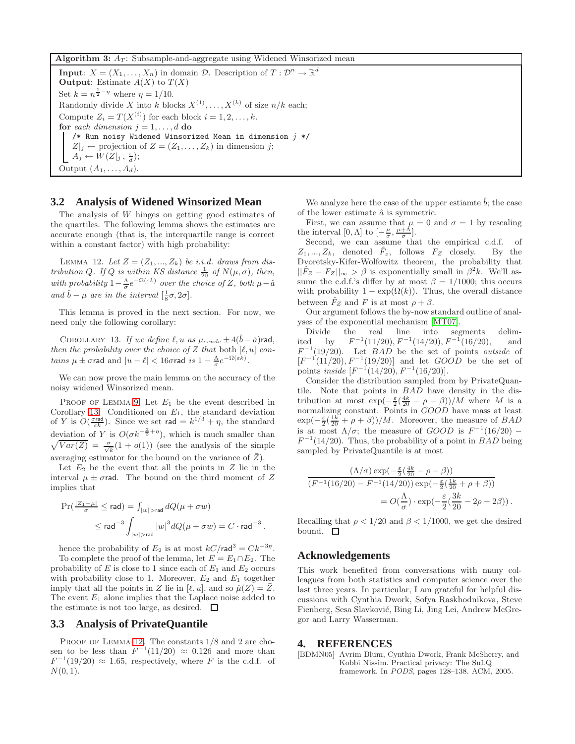**Algorithm 3:** $A_T$: Subsample-and-aggregate using Widened Winsorized mean

**Input**: $X = (X_1, \ldots, X_n)$ in domain $\mathcal{D}$. Description of $T : \mathcal{D}^n \to \mathbb{R}^d$
**Output**: Estimate $A(X)$ to $T(X)$
Set $k = n^{\frac{1}{2} - \eta}$ where $\eta = 1/10$.
Randomly divide $X$ into $k$ blocks $X^{(1)}, \ldots, X^{(k)}$ of size $n/k$ each;
Compute $Z_i = T(X^{(i)})$ for each block $i = 1, 2, \ldots, k$.
**for** *each dimension* $j = 1, \ldots, d$ **do**

```
/* Run noisy Widened Winsorized Mean in dimension j */
```

$Z|_j \leftarrow$ projection of $Z = (Z_1, \ldots, Z_k)$ in dimension $j$;
$A_j \leftarrow W(Z|_j, \frac{\varepsilon}{d})$;

Output $(A_1, \ldots, A_d)$.

## 3.2 Analysis of Widened Winsorized Mean

The analysis of $W$ hinges on getting good estimates of the quartiles. The following lemma shows the estimates are accurate enough (that is, the interquartile range is correct within a constant factor) with high probability:

Lemma 12. *Let $Z = (Z_1, ..., Z_k)$ be i.i.d. draws from distribution $Q$. If $Q$ is within KS distance $\frac{1}{20}$ of $N(\mu, \sigma)$, then, with probability $1 - \frac{\Lambda}{\sigma} e^{-\Omega(\varepsilon k)}$ over the choice of $Z$, both $\mu - \hat{a}$ and $\hat{b} - \mu$ are in the interval $[\frac{1}{8}\sigma, 2\sigma]$.*

This lemma is proved in the next section. For now, we need only the following corollary:

Corollary 13. *If we define $\ell, u$ as $\mu_{crude} \pm 4(\hat{b} - \hat{a})\mathsf{rad}$, then the probability over the choice of $Z$ that both $[\ell, u]$ contains $\mu \pm \sigma\mathsf{rad}$ and $|u - \ell| < 16\sigma\mathsf{rad}$ is $1 - \frac{\Lambda}{\sigma} e^{-\Omega(\varepsilon k)}$.*

We can now prove the main lemma on the accuracy of the noisy widened Winsorized mean.

Proof of Lemma 9. Let $E_1$ be the event described in Corollary 13. Conditioned on $E_1$, the standard deviation of $Y$ is $O(\frac{\sigma \mathsf{rad}}{\varepsilon k})$. Since we set $\mathsf{rad} = k^{1/3} + \eta$, the standard deviation of $Y$ is $O(\sigma k^{-\frac{2}{3} + \eta})$, which is much smaller than $\sqrt{Var(\bar{Z})} = \frac{\sigma}{\sqrt{k}}(1 + o(1))$ (see the analysis of the simple averaging estimator for the bound on the variance of $\bar{Z}$).

Let $E_2$ be the event that all the points in $Z$ lie in the interval $\mu \pm \sigma\mathsf{rad}$. The bound on the third moment of $Z$ implies that

$$\Pr(\tfrac{|Z_1 - \mu|}{\sigma} \leq \mathsf{rad}) = \int_{|w| > \mathsf{rad}} dQ(\mu + \sigma w)$$
$$\leq \mathsf{rad}^{-3} \int_{|w| > \mathsf{rad}} |w|^3 dQ(\mu + \sigma w) = C \cdot \mathsf{rad}^{-3}.$$

hence the probability of $E_2$ is at most $kC/\mathsf{rad}^3 = Ck^{-3\eta}$.

To complete the proof of the lemma, let $E = E_1 \cap E_2$. The probability of $E$ is close to 1 since each of $E_1$ and $E_2$ occurs with probability close to 1. Moreover, $E_2$ and $E_1$ together imply that all the points in $Z$ lie in $[\ell, u]$, and so $\hat{\mu}(Z) = \bar{Z}$. The event $E_1$ alone implies that the Laplace noise added to the estimate is not too large, as desired. $\square$

## 3.3 Analysis of PrivateQuantile

Proof of Lemma 12. The constants $1/8$ and $2$ are chosen to be less than $F^{-1}(11/20) \approx 0.126$ and more than $F^{-1}(19/20) \approx 1.65$, respectively, where $F$ is the c.d.f. of $N(0, 1)$.

We analyze here the case of the upper estiamte $\hat{b}$; the case of the lower estimate $\hat{a}$ is symmetric.

First, we can assume that $\mu = 0$ and $\sigma = 1$ by rescaling the interval $[0, \Lambda]$ to $[-\frac{\mu}{\sigma}, \frac{\mu + \Lambda}{\sigma}]$.

Second, we can assume that the empirical c.d.f. of $Z_1, ..., Z_k$, denoted $\hat{F}_z$, follows $F_Z$ closely. By the Dvoretsky-Kifer-Wolfowitz theorem, the probability that $||\hat{F}_Z - F_Z||_\infty > \beta$ is exponentially small in $\beta^2 k$. We'll assume the c.d.f.'s differ by at most $\beta = 1/1000$; this occurs with probability $1 - \exp(\Omega(k))$. Thus, the overall distance between $\hat{F}_Z$ and $F$ is at most $\rho + \beta$.

Our argument follows the by-now standard outline of analyses of the exponential mechanism [MT07].

Divide the real line into segments delimited by $F^{-1}(11/20), F^{-1}(14/20), F^{-1}(16/20)$, and $F^{-1}(19/20)$. Let $BAD$ be the set of points *outside* of $[F^{-1}(11/20), F^{-1}(19/20)]$ and let $GOOD$ be the set of points *inside* $[F^{-1}(14/20), F^{-1}(16/20)]$.

Consider the distribution sampled from by PrivateQuantile. Note that points in $BAD$ have density in the distribution at most $\exp(-\frac{\varepsilon}{2}(\frac{4k}{20} - \rho - \beta))/M$ where $M$ is a normalizing constant. Points in $GOOD$ have mass at least $\exp(-\frac{\varepsilon}{2}(\frac{1k}{20} + \rho + \beta))/M$. Moreover, the measure of $BAD$ is at most $\Lambda/\sigma$; the measure of $GOOD$ is $F^{-1}(16/20) - F^{-1}(14/20)$. Thus, the probability of a point in $BAD$ being sampled by PrivateQuantile is at most

$$\frac{(\Lambda/\sigma)\exp(-\frac{\varepsilon}{2}(\frac{4k}{20} - \rho - \beta))}{(F^{-1}(16/20) - F^{-1}(14/20))\exp(-\frac{\varepsilon}{2}(\frac{1k}{20} + \rho + \beta))}$$
$$= O(\frac{\Lambda}{\sigma}) \cdot \exp(-\frac{\varepsilon}{2}(\frac{3k}{20} - 2\rho - 2\beta)).$$

Recalling that $\rho < 1/20$ and $\beta < 1/1000$, we get the desired bound. $\square$

## Acknowledgements

This work benefited from conversations with many colleagues from both statistics and computer science over the last three years. In particular, I am grateful for helpful discussions with Cynthia Dwork, Sofya Raskhodnikova, Steve Fienberg, Sesa Slavković, Bing Li, Jing Lei, Andrew McGregor and Larry Wasserman.

## 4. REFERENCES

[BDMN05] Avrim Blum, Cynthia Dwork, Frank McSherry, and Kobbi Nissim. Practical privacy: The SuLQ framework. In *PODS*, pages 128–138. ACM, 2005.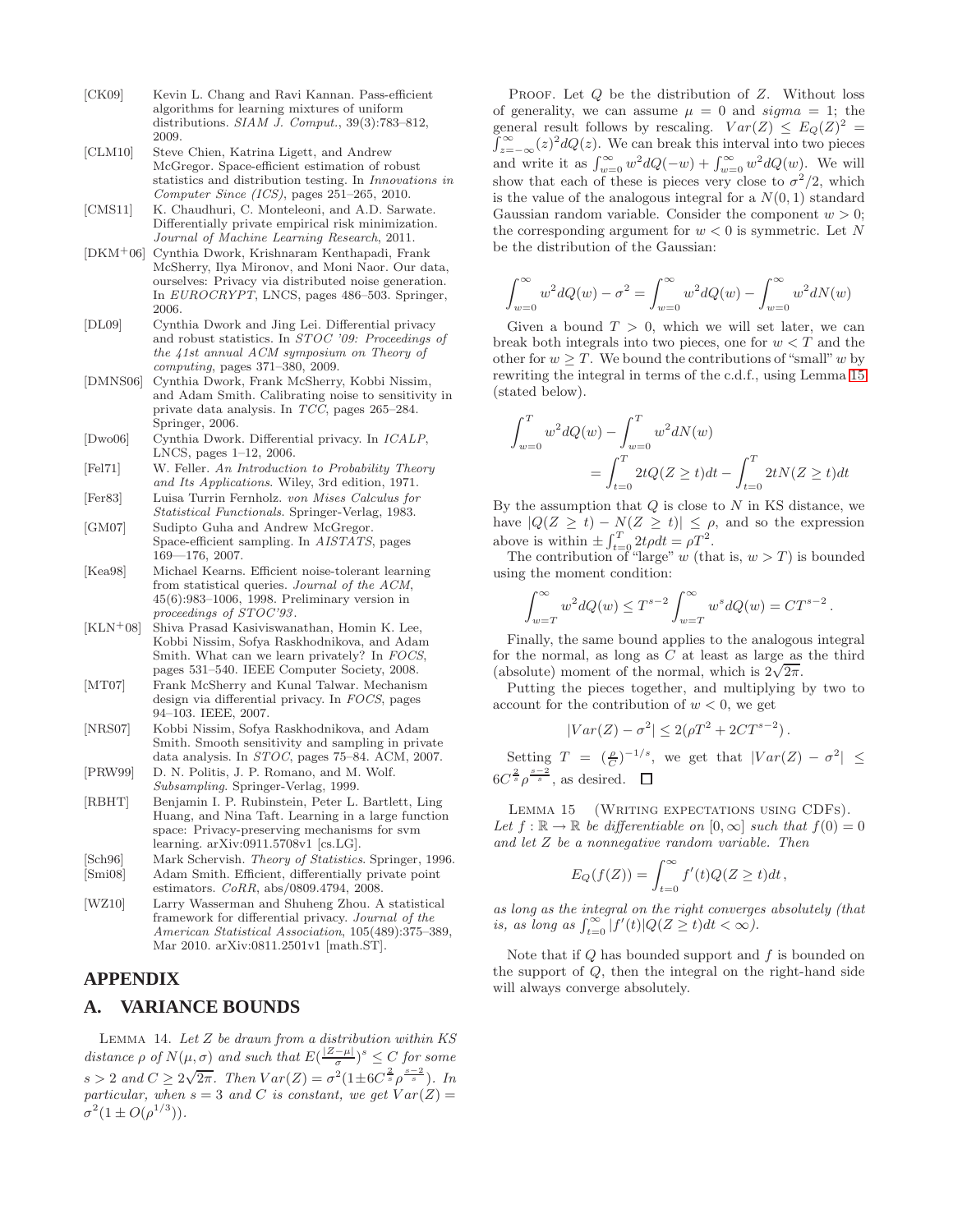[CK09] Kevin L. Chang and Ravi Kannan. Pass-efficient algorithms for learning mixtures of uniform distributions. *SIAM J. Comput.*, 39(3):783–812, 2009.

[CLM10] Steve Chien, Katrina Ligett, and Andrew McGregor. Space-efficient estimation of robust statistics and distribution testing. In *Innovations in Computer Since (ICS)*, pages 251–265, 2010.

[CMS11] K. Chaudhuri, C. Monteleoni, and A.D. Sarwate. Differentially private empirical risk minimization. *Journal of Machine Learning Research*, 2011.

[DKM+06] Cynthia Dwork, Krishnaram Kenthapadi, Frank McSherry, Ilya Mironov, and Moni Naor. Our data, ourselves: Privacy via distributed noise generation. In *EUROCRYPT*, LNCS, pages 486–503. Springer, 2006.

[DL09] Cynthia Dwork and Jing Lei. Differential privacy and robust statistics. In *STOC '09: Proceedings of the 41st annual ACM symposium on Theory of computing*, pages 371–380, 2009.

[DMNS06] Cynthia Dwork, Frank McSherry, Kobbi Nissim, and Adam Smith. Calibrating noise to sensitivity in private data analysis. In *TCC*, pages 265–284. Springer, 2006.

[Dwo06] Cynthia Dwork. Differential privacy. In *ICALP*, LNCS, pages 1–12, 2006.

[Fel71] W. Feller. *An Introduction to Probability Theory and Its Applications*. Wiley, 3rd edition, 1971.

[Fer83] Luisa Turrin Fernholz. *von Mises Calculus for Statistical Functionals*. Springer-Verlag, 1983.

[GM07] Sudipto Guha and Andrew McGregor. Space-efficient sampling. In *AISTATS*, pages 169—176, 2007.

[Kea98] Michael Kearns. Efficient noise-tolerant learning from statistical queries. *Journal of the ACM*, 45(6):983–1006, 1998. Preliminary version in *proceedings of STOC'93*.

[KLN+08] Shiva Prasad Kasiviswanathan, Homin K. Lee, Kobbi Nissim, Sofya Raskhodnikova, and Adam Smith. What can we learn privately? In *FOCS*, pages 531–540. IEEE Computer Society, 2008.

[MT07] Frank McSherry and Kunal Talwar. Mechanism design via differential privacy. In *FOCS*, pages 94–103. IEEE, 2007.

[NRS07] Kobbi Nissim, Sofya Raskhodnikova, and Adam Smith. Smooth sensitivity and sampling in private data analysis. In *STOC*, pages 75–84. ACM, 2007.

[PRW99] D. N. Politis, J. P. Romano, and M. Wolf. *Subsampling*. Springer-Verlag, 1999.

[RBHT] Benjamin I. P. Rubinstein, Peter L. Bartlett, Ling Huang, and Nina Taft. Learning in a large function space: Privacy-preserving mechanisms for svm learning. arXiv:0911.5708v1 [cs.LG].

[Sch96] Mark Schervish. *Theory of Statistics*. Springer, 1996.

[Smi08] Adam Smith. Efficient, differentially private point estimators. *CoRR*, abs/0809.4794, 2008.

[WZ10] Larry Wasserman and Shuheng Zhou. A statistical framework for differential privacy. *Journal of the American Statistical Association*, 105(489):375–389, Mar 2010. arXiv:0811.2501v1 [math.ST].

# APPENDIX

## A. VARIANCE BOUNDS

LEMMA 14. *Let $Z$ be drawn from a distribution within KS distance $\rho$ of $N(\mu, \sigma)$ and such that $E(\frac{|Z-\mu|}{\sigma})^s \leq C$ for some $s > 2$ and $C \geq 2\sqrt{2\pi}$. Then $Var(Z) = \sigma^2(1 \pm 6C^{\frac{2}{s}}\rho^{\frac{s-2}{s}})$. In particular, when $s = 3$ and $C$ is constant, we get $Var(Z) = \sigma^2(1 \pm O(\rho^{1/3}))$.*

PROOF. Let $Q$ be the distribution of $Z$. Without loss of generality, we can assume $\mu = 0$ and $sigma = 1$; the general result follows by rescaling. $Var(Z) \leq E_Q(Z)^2 = \int_{z=-\infty}^{\infty}(z)^2 dQ(z)$. We can break this interval into two pieces and write it as $\int_{w=0}^{\infty} w^2 dQ(-w) + \int_{w=0}^{\infty} w^2 dQ(w)$. We will show that each of these is pieces very close to $\sigma^2/2$, which is the value of the analogous integral for a $N(0,1)$ standard Gaussian random variable. Consider the component $w > 0$; the corresponding argument for $w < 0$ is symmetric. Let $N$ be the distribution of the Gaussian:

$$\int_{w=0}^{\infty} w^2 dQ(w) - \sigma^2 = \int_{w=0}^{\infty} w^2 dQ(w) - \int_{w=0}^{\infty} w^2 dN(w)$$

Given a bound $T > 0$, which we will set later, we can break both integrals into two pieces, one for $w < T$ and the other for $w \geq T$. We bound the contributions of "small" $w$ by rewriting the integral in terms of the c.d.f., using Lemma 15 (stated below).

$$\int_{w=0}^{T} w^2 dQ(w) - \int_{w=0}^{T} w^2 dN(w) = \int_{t=0}^{T} 2tQ(Z \geq t)dt - \int_{t=0}^{T} 2tN(Z \geq t)dt$$

By the assumption that $Q$ is close to $N$ in KS distance, we have $|Q(Z \geq t) - N(Z \geq t)| \leq \rho$, and so the expression above is within $\pm \int_{t=0}^{T} 2t\rho dt = \rho T^2$.

The contribution of "large" $w$ (that is, $w > T$) is bounded using the moment condition:

$$\int_{w=T}^{\infty} w^2 dQ(w) \leq T^{s-2} \int_{w=T}^{\infty} w^s dQ(w) = CT^{s-2}.$$

Finally, the same bound applies to the analogous integral for the normal, as long as $C$ at least as large as the third (absolute) moment of the normal, which is $2\sqrt{2\pi}$.

Putting the pieces together, and multiplying by two to account for the contribution of $w < 0$, we get

$$|Var(Z) - \sigma^2| \leq 2(\rho T^2 + 2CT^{s-2}).$$

Setting $T = (\frac{\rho}{C})^{-1/s}$, we get that $|Var(Z) - \sigma^2| \leq 6C^{\frac{2}{s}}\rho^{\frac{s-2}{s}}$, as desired. □

LEMMA 15 (WRITING EXPECTATIONS USING CDFS). *Let $f : \mathbb{R} \to \mathbb{R}$ be differentiable on $[0, \infty]$ such that $f(0) = 0$ and let $Z$ be a nonnegative random variable. Then*

$$E_Q(f(Z)) = \int_{t=0}^{\infty} f'(t)Q(Z \geq t)dt,$$

*as long as the integral on the right converges absolutely (that is, as long as $\int_{t=0}^{\infty} |f'(t)|Q(Z \geq t)dt < \infty$).*

Note that if $Q$ has bounded support and $f$ is bounded on the support of $Q$, then the integral on the right-hand side will always converge absolutely.